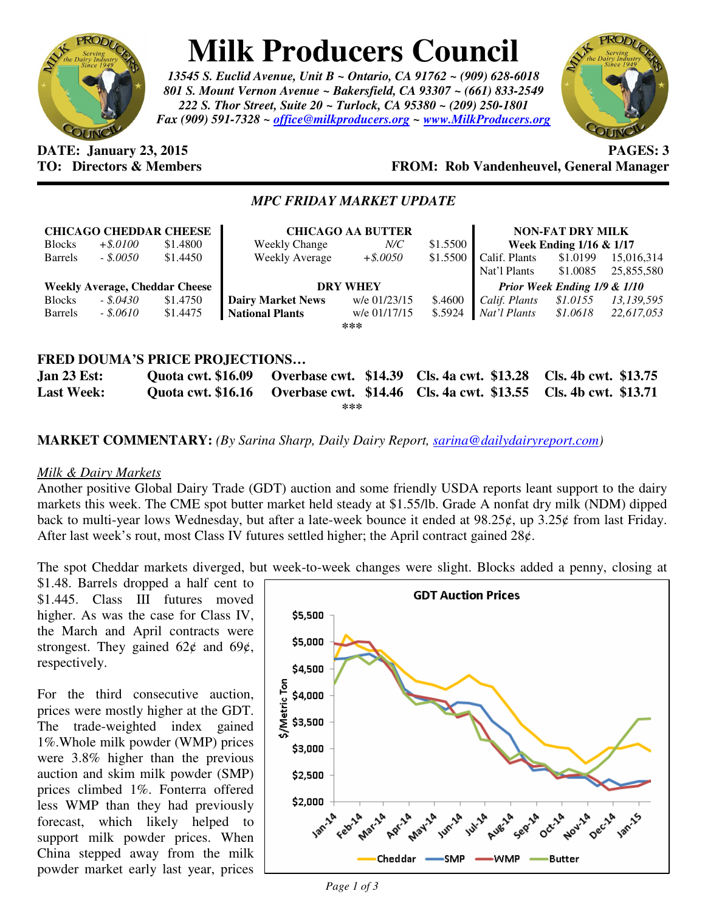# Milk Producers Council

*13545 S. Euclid Avenue, Unit B ~ Ontario, CA 91762 ~ (909) 628-6018*
*801 S. Mount Vernon Avenue ~ Bakersfield, CA 93307 ~ (661) 833-2549*
*222 S. Thor Street, Suite 20 ~ Turlock, CA 95380 ~ (209) 250-1801*
*Fax (909) 591-7328 ~ office@milkproducers.org ~ www.MilkProducers.org*

**DATE: January 23, 2015** **PAGES: 3**
**TO: Directors & Members** **FROM: Rob Vandenheuvel, General Manager**

## *MPC FRIDAY MARKET UPDATE*

| CHICAGO CHEDDAR CHEESE | | |
|---|---|---|
| Blocks | *+$.0100* | $1.4800 |
| Barrels | *- $.0050* | $1.4450 |
| **Weekly Average, Cheddar Cheese** | | |
| Blocks | *- $.0430* | $1.4750 |
| Barrels | *- $.0610* | $1.4475 |

| CHICAGO AA BUTTER | | |
|---|---|---|
| Weekly Change | *N/C* | $1.5500 |
| Weekly Average | *+$.0050* | $1.5500 |
| **DRY WHEY** | | |
| **Dairy Market News** | w/e 01/23/15 | $.4600 |
| **National Plants** | w/e 01/17/15 | $.5924 |

| NON-FAT DRY MILK | | |
|---|---|---|
| **Week Ending 1/16 & 1/17** | | |
| Calif. Plants | $1.0199 | 15,016,314 |
| Nat'l Plants | $1.0085 | 25,855,580 |
| ***Prior Week Ending 1/9 & 1/10*** | | |
| *Calif. Plants* | *$1.0155* | *13,139,595* |
| *Nat'l Plants* | *$1.0618* | *22,617,053* |

\*\*\*

**FRED DOUMA'S PRICE PROJECTIONS…**

| | | | | |
|---|---|---|---|---|
| **Jan 23 Est:** | **Quota cwt. $16.09** | **Overbase cwt. $14.39** | **Cls. 4a cwt. $13.28** | **Cls. 4b cwt. $13.75** |
| **Last Week:** | **Quota cwt. $16.16** | **Overbase cwt. $14.46** | **Cls. 4a cwt. $13.55** | **Cls. 4b cwt. $13.71** |

\*\*\*

**MARKET COMMENTARY:** *(By Sarina Sharp, Daily Dairy Report, sarina@dailydairyreport.com)*

<u>*Milk & Dairy Markets*</u>

Another positive Global Dairy Trade (GDT) auction and some friendly USDA reports leant support to the dairy markets this week. The CME spot butter market held steady at $1.55/lb. Grade A nonfat dry milk (NDM) dipped back to multi-year lows Wednesday, but after a late-week bounce it ended at 98.25¢, up 3.25¢ from last Friday. After last week's rout, most Class IV futures settled higher; the April contract gained 28¢.

The spot Cheddar markets diverged, but week-to-week changes were slight. Blocks added a penny, closing at $1.48. Barrels dropped a half cent to $1.445. Class III futures moved higher. As was the case for Class IV, the March and April contracts were strongest. They gained 62¢ and 69¢, respectively.

For the third consecutive auction, prices were mostly higher at the GDT. The trade-weighted index gained 1%.Whole milk powder (WMP) prices were 3.8% higher than the previous auction and skim milk powder (SMP) prices climbed 1%. Fonterra offered less WMP than they had previously forecast, which likely helped to support milk powder prices. When China stepped away from the milk powder market early last year, prices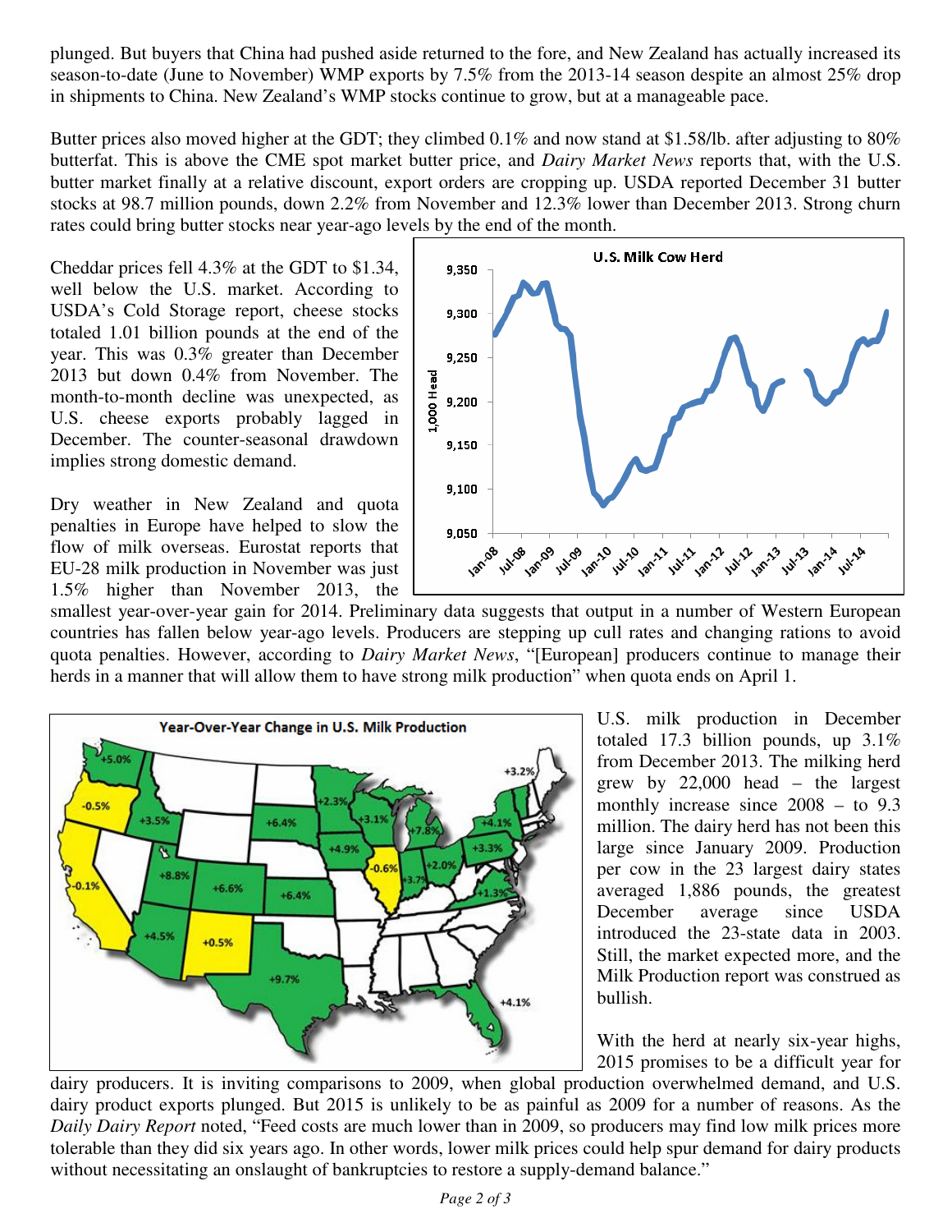plunged. But buyers that China had pushed aside returned to the fore, and New Zealand has actually increased its season-to-date (June to November) WMP exports by 7.5% from the 2013-14 season despite an almost 25% drop in shipments to China. New Zealand's WMP stocks continue to grow, but at a manageable pace.

Butter prices also moved higher at the GDT; they climbed 0.1% and now stand at $1.58/lb. after adjusting to 80% butterfat. This is above the CME spot market butter price, and *Dairy Market News* reports that, with the U.S. butter market finally at a relative discount, export orders are cropping up. USDA reported December 31 butter stocks at 98.7 million pounds, down 2.2% from November and 12.3% lower than December 2013. Strong churn rates could bring butter stocks near year-ago levels by the end of the month.

Cheddar prices fell 4.3% at the GDT to $1.34, well below the U.S. market. According to USDA's Cold Storage report, cheese stocks totaled 1.01 billion pounds at the end of the year. This was 0.3% greater than December 2013 but down 0.4% from November. The month-to-month decline was unexpected, as U.S. cheese exports probably lagged in December. The counter-seasonal drawdown implies strong domestic demand.

Dry weather in New Zealand and quota penalties in Europe have helped to slow the flow of milk overseas. Eurostat reports that EU-28 milk production in November was just 1.5% higher than November 2013, the smallest year-over-year gain for 2014. Preliminary data suggests that output in a number of Western European countries has fallen below year-ago levels. Producers are stepping up cull rates and changing rations to avoid quota penalties. However, according to *Dairy Market News*, "[European] producers continue to manage their herds in a manner that will allow them to have strong milk production" when quota ends on April 1.

U.S. milk production in December totaled 17.3 billion pounds, up 3.1% from December 2013. The milking herd grew by 22,000 head – the largest monthly increase since 2008 – to 9.3 million. The dairy herd has not been this large since January 2009. Production per cow in the 23 largest dairy states averaged 1,886 pounds, the greatest December average since USDA introduced the 23-state data in 2003. Still, the market expected more, and the Milk Production report was construed as bullish.

With the herd at nearly six-year highs, 2015 promises to be a difficult year for dairy producers. It is inviting comparisons to 2009, when global production overwhelmed demand, and U.S. dairy product exports plunged. But 2015 is unlikely to be as painful as 2009 for a number of reasons. As the *Daily Dairy Report* noted, "Feed costs are much lower than in 2009, so producers may find low milk prices more tolerable than they did six years ago. In other words, lower milk prices could help spur demand for dairy products without necessitating an onslaught of bankruptcies to restore a supply-demand balance."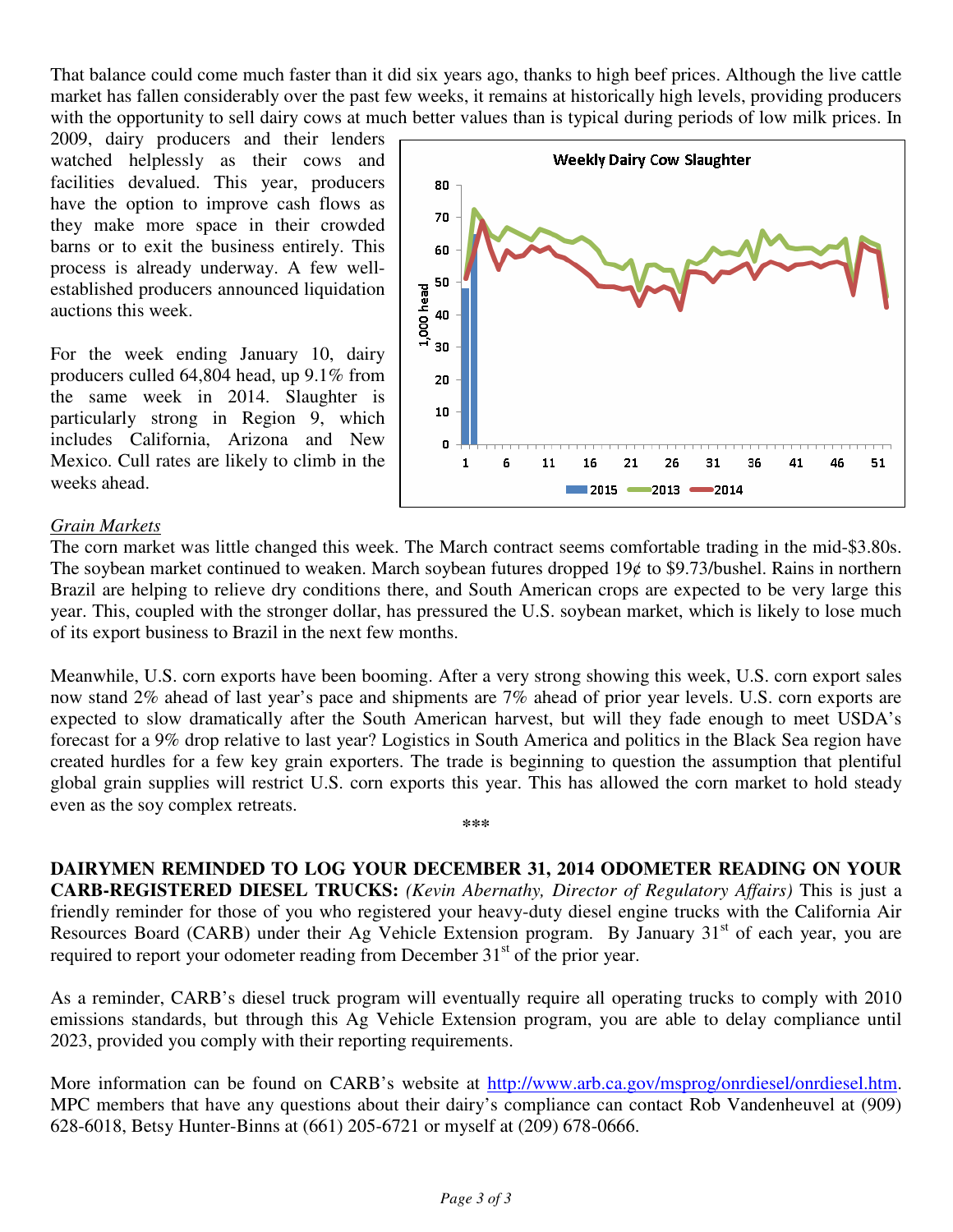That balance could come much faster than it did six years ago, thanks to high beef prices. Although the live cattle market has fallen considerably over the past few weeks, it remains at historically high levels, providing producers with the opportunity to sell dairy cows at much better values than is typical during periods of low milk prices. In 2009, dairy producers and their lenders watched helplessly as their cows and facilities devalued. This year, producers have the option to improve cash flows as they make more space in their crowded barns or to exit the business entirely. This process is already underway. A few well-established producers announced liquidation auctions this week.

For the week ending January 10, dairy producers culled 64,804 head, up 9.1% from the same week in 2014. Slaughter is particularly strong in Region 9, which includes California, Arizona and New Mexico. Cull rates are likely to climb in the weeks ahead.

Weekly Dairy Cow Slaughter

1,000 head

0
10
20
30
40
50
60
70
80

1 6 11 16 21 26 31 36 41 46 51

2015 2013 2014

*Grain Markets*

The corn market was little changed this week. The March contract seems comfortable trading in the mid-$3.80s. The soybean market continued to weaken. March soybean futures dropped 19¢ to $9.73/bushel. Rains in northern Brazil are helping to relieve dry conditions there, and South American crops are expected to be very large this year. This, coupled with the stronger dollar, has pressured the U.S. soybean market, which is likely to lose much of its export business to Brazil in the next few months.

Meanwhile, U.S. corn exports have been booming. After a very strong showing this week, U.S. corn export sales now stand 2% ahead of last year's pace and shipments are 7% ahead of prior year levels. U.S. corn exports are expected to slow dramatically after the South American harvest, but will they fade enough to meet USDA's forecast for a 9% drop relative to last year? Logistics in South America and politics in the Black Sea region have created hurdles for a few key grain exporters. The trade is beginning to question the assumption that plentiful global grain supplies will restrict U.S. corn exports this year. This has allowed the corn market to hold steady even as the soy complex retreats.

***

**DAIRYMEN REMINDED TO LOG YOUR DECEMBER 31, 2014 ODOMETER READING ON YOUR CARB-REGISTERED DIESEL TRUCKS:** *(Kevin Abernathy, Director of Regulatory Affairs)* This is just a friendly reminder for those of you who registered your heavy-duty diesel engine trucks with the California Air Resources Board (CARB) under their Ag Vehicle Extension program. By January 31st of each year, you are required to report your odometer reading from December 31st of the prior year.

As a reminder, CARB's diesel truck program will eventually require all operating trucks to comply with 2010 emissions standards, but through this Ag Vehicle Extension program, you are able to delay compliance until 2023, provided you comply with their reporting requirements.

More information can be found on CARB's website at http://www.arb.ca.gov/msprog/onrdiesel/onrdiesel.htm. MPC members that have any questions about their dairy's compliance can contact Rob Vandenheuvel at (909) 628-6018, Betsy Hunter-Binns at (661) 205-6721 or myself at (209) 678-0666.